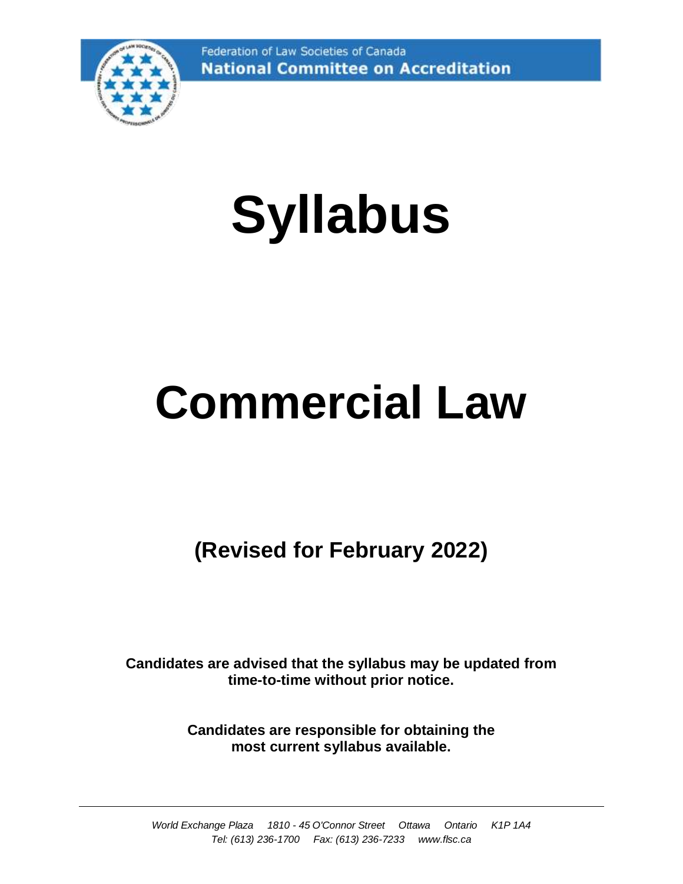Federation of Law Societies of Canada
**National Committee on Accreditation**

# Syllabus

# Commercial Law

## (Revised for February 2022)

**Candidates are advised that the syllabus may be updated from time-to-time without prior notice.**

**Candidates are responsible for obtaining the most current syllabus available.**

---

*World Exchange Plaza 1810 - 45 O'Connor Street Ottawa Ontario K1P 1A4*
*Tel: (613) 236-1700 Fax: (613) 236-7233 www.flsc.ca*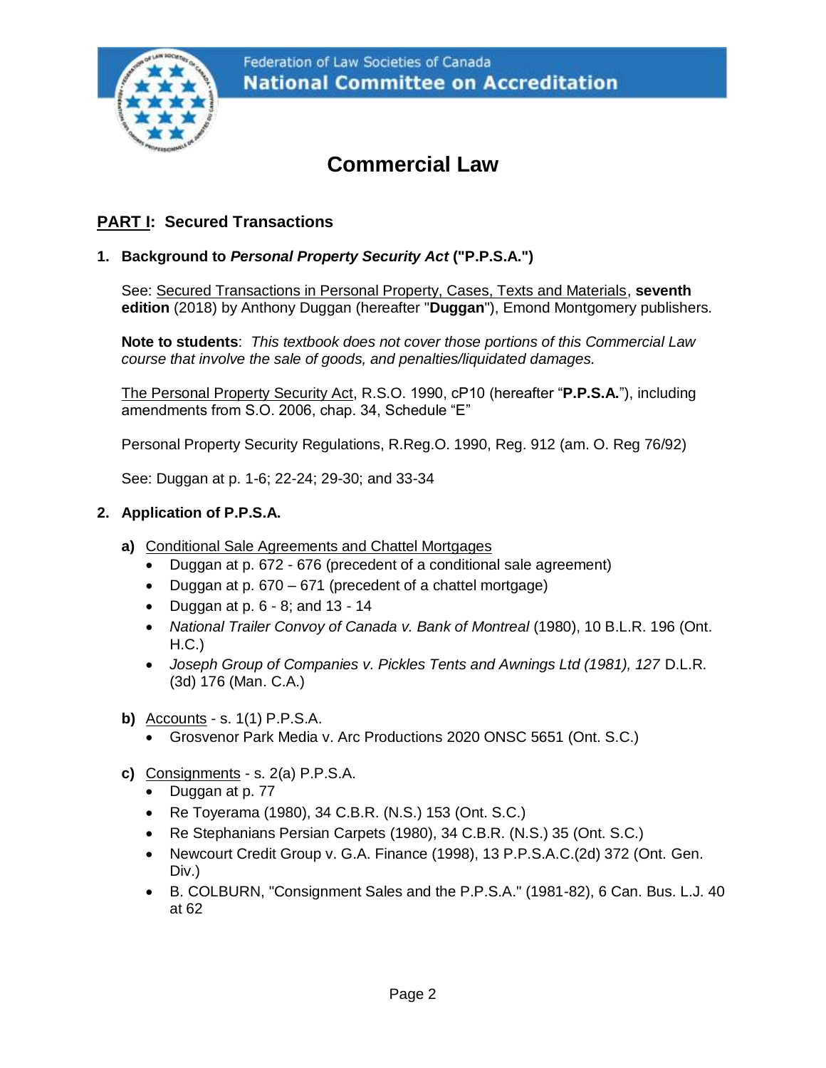Federation of Law Societies of Canada
**National Committee on Accreditation**

# Commercial Law

## <u>PART I</u>: Secured Transactions

### 1. Background to *Personal Property Security Act* ("P.P.S.A.")

See: <u>Secured Transactions in Personal Property, Cases, Texts and Materials</u>, **seventh edition** (2018) by Anthony Duggan (hereafter "**Duggan**"), Emond Montgomery publishers.

**Note to students**: *This textbook does not cover those portions of this Commercial Law course that involve the sale of goods, and penalties/liquidated damages.*

<u>The Personal Property Security Act</u>, R.S.O. 1990, cP10 (hereafter "**P.P.S.A.**"), including amendments from S.O. 2006, chap. 34, Schedule "E"

Personal Property Security Regulations, R.Reg.O. 1990, Reg. 912 (am. O. Reg 76/92)

See: Duggan at p. 1-6; 22-24; 29-30; and 33-34

### 2. Application of P.P.S.A.

**a)** <u>Conditional Sale Agreements and Chattel Mortgages</u>

- Duggan at p. 672 - 676 (precedent of a conditional sale agreement)
- Duggan at p. 670 – 671 (precedent of a chattel mortgage)
- Duggan at p. 6 - 8; and 13 - 14
- *National Trailer Convoy of Canada v. Bank of Montreal* (1980), 10 B.L.R. 196 (Ont. H.C.)
- *Joseph Group of Companies v. Pickles Tents and Awnings Ltd (1981), 127* D.L.R. (3d) 176 (Man. C.A.)

**b)** <u>Accounts</u> - s. 1(1) P.P.S.A.

- Grosvenor Park Media v. Arc Productions 2020 ONSC 5651 (Ont. S.C.)

**c)** <u>Consignments</u> - s. 2(a) P.P.S.A.

- Duggan at p. 77
- Re Toyerama (1980), 34 C.B.R. (N.S.) 153 (Ont. S.C.)
- Re Stephanians Persian Carpets (1980), 34 C.B.R. (N.S.) 35 (Ont. S.C.)
- Newcourt Credit Group v. G.A. Finance (1998), 13 P.P.S.A.C.(2d) 372 (Ont. Gen. Div.)
- B. COLBURN, "Consignment Sales and the P.P.S.A." (1981-82), 6 Can. Bus. L.J. 40 at 62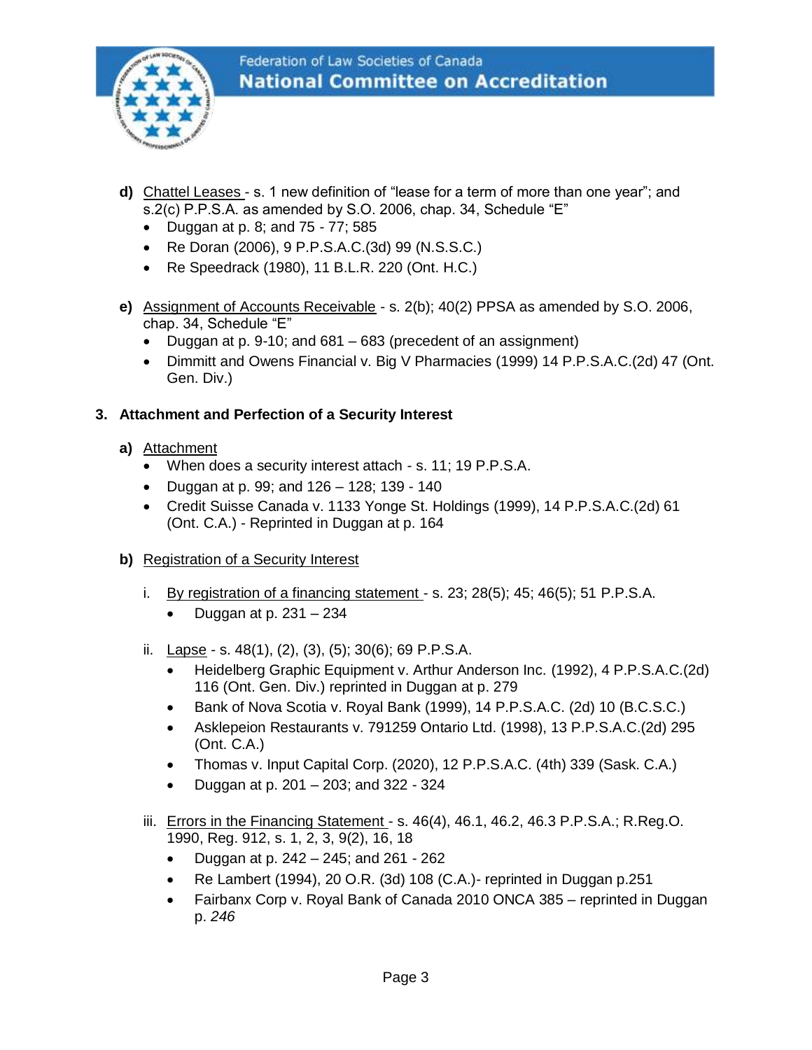**d)** Chattel Leases - s. 1 new definition of "lease for a term of more than one year"; and s.2(c) P.P.S.A. as amended by S.O. 2006, chap. 34, Schedule "E"

- Duggan at p. 8; and 75 - 77; 585
- Re Doran (2006), 9 P.P.S.A.C.(3d) 99 (N.S.S.C.)
- Re Speedrack (1980), 11 B.L.R. 220 (Ont. H.C.)

**e)** Assignment of Accounts Receivable - s. 2(b); 40(2) PPSA as amended by S.O. 2006, chap. 34, Schedule "E"

- Duggan at p. 9-10; and 681 – 683 (precedent of an assignment)
- Dimmitt and Owens Financial v. Big V Pharmacies (1999) 14 P.P.S.A.C.(2d) 47 (Ont. Gen. Div.)

### 3. Attachment and Perfection of a Security Interest

**a)** Attachment

- When does a security interest attach - s. 11; 19 P.P.S.A.
- Duggan at p. 99; and 126 – 128; 139 - 140
- Credit Suisse Canada v. 1133 Yonge St. Holdings (1999), 14 P.P.S.A.C.(2d) 61 (Ont. C.A.) - Reprinted in Duggan at p. 164

**b)** Registration of a Security Interest

i. By registration of a financing statement - s. 23; 28(5); 45; 46(5); 51 P.P.S.A.

- Duggan at p. 231 – 234

ii. Lapse - s. 48(1), (2), (3), (5); 30(6); 69 P.P.S.A.

- Heidelberg Graphic Equipment v. Arthur Anderson Inc. (1992), 4 P.P.S.A.C.(2d) 116 (Ont. Gen. Div.) reprinted in Duggan at p. 279
- Bank of Nova Scotia v. Royal Bank (1999), 14 P.P.S.A.C. (2d) 10 (B.C.S.C.)
- Asklepeion Restaurants v. 791259 Ontario Ltd. (1998), 13 P.P.S.A.C.(2d) 295 (Ont. C.A.)
- Thomas v. Input Capital Corp. (2020), 12 P.P.S.A.C. (4th) 339 (Sask. C.A.)
- Duggan at p. 201 – 203; and 322 - 324

iii. Errors in the Financing Statement - s. 46(4), 46.1, 46.2, 46.3 P.P.S.A.; R.Reg.O. 1990, Reg. 912, s. 1, 2, 3, 9(2), 16, 18

- Duggan at p. 242 – 245; and 261 - 262
- Re Lambert (1994), 20 O.R. (3d) 108 (C.A.)- reprinted in Duggan p.251
- Fairbanx Corp v. Royal Bank of Canada 2010 ONCA 385 – reprinted in Duggan p. *246*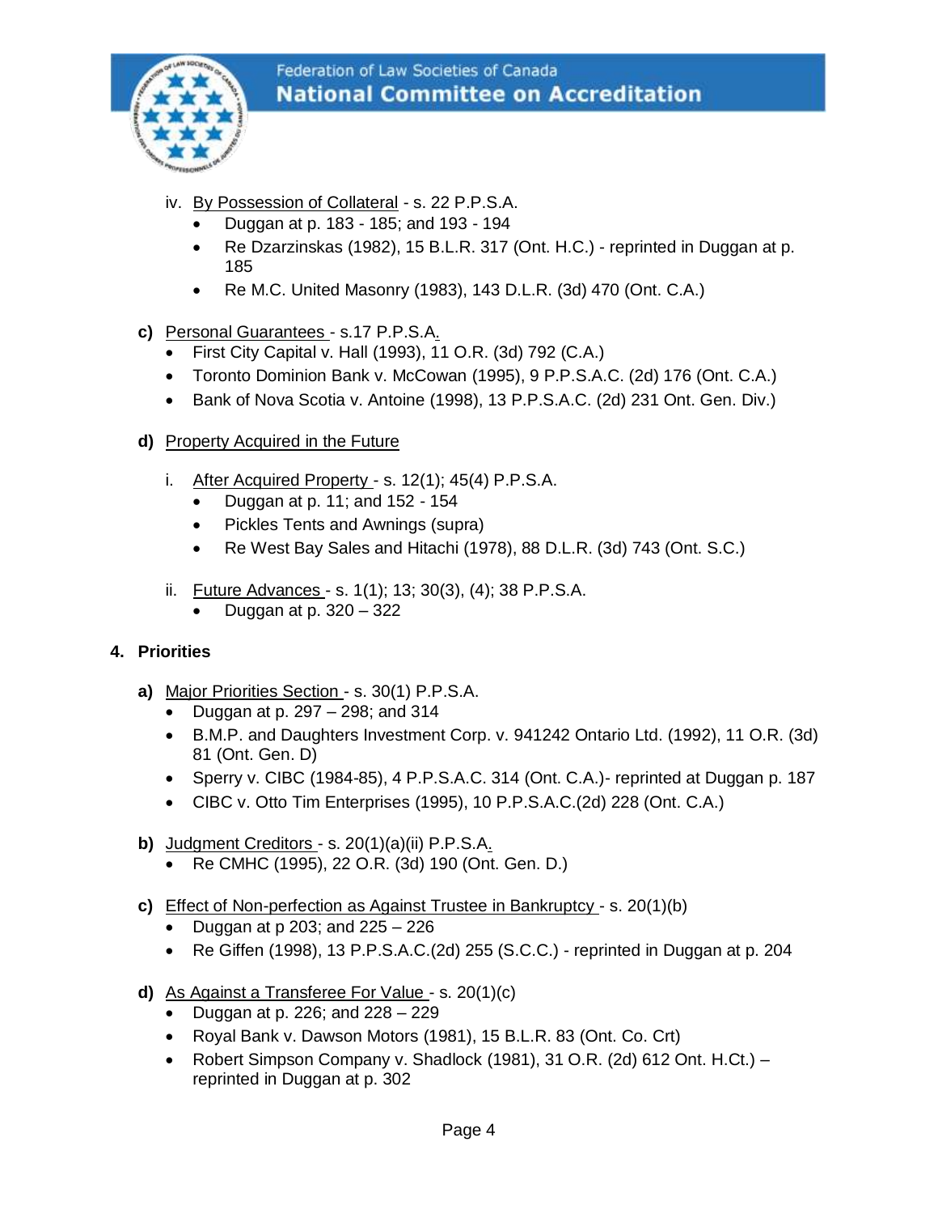iv. By Possession of Collateral - s. 22 P.P.S.A.
   - Duggan at p. 183 - 185; and 193 - 194
   - Re Dzarzinskas (1982), 15 B.L.R. 317 (Ont. H.C.) - reprinted in Duggan at p. 185
   - Re M.C. United Masonry (1983), 143 D.L.R. (3d) 470 (Ont. C.A.)

**c)** Personal Guarantees - s.17 P.P.S.A.
- First City Capital v. Hall (1993), 11 O.R. (3d) 792 (C.A.)
- Toronto Dominion Bank v. McCowan (1995), 9 P.P.S.A.C. (2d) 176 (Ont. C.A.)
- Bank of Nova Scotia v. Antoine (1998), 13 P.P.S.A.C. (2d) 231 Ont. Gen. Div.)

**d)** Property Acquired in the Future

i. After Acquired Property - s. 12(1); 45(4) P.P.S.A.
   - Duggan at p. 11; and 152 - 154
   - Pickles Tents and Awnings (supra)
   - Re West Bay Sales and Hitachi (1978), 88 D.L.R. (3d) 743 (Ont. S.C.)

ii. Future Advances - s. 1(1); 13; 30(3), (4); 38 P.P.S.A.
   - Duggan at p. 320 – 322

## 4. Priorities

**a)** Major Priorities Section - s. 30(1) P.P.S.A.
- Duggan at p. 297 – 298; and 314
- B.M.P. and Daughters Investment Corp. v. 941242 Ontario Ltd. (1992), 11 O.R. (3d) 81 (Ont. Gen. D)
- Sperry v. CIBC (1984-85), 4 P.P.S.A.C. 314 (Ont. C.A.)- reprinted at Duggan p. 187
- CIBC v. Otto Tim Enterprises (1995), 10 P.P.S.A.C.(2d) 228 (Ont. C.A.)

**b)** Judgment Creditors - s. 20(1)(a)(ii) P.P.S.A.
- Re CMHC (1995), 22 O.R. (3d) 190 (Ont. Gen. D.)

**c)** Effect of Non-perfection as Against Trustee in Bankruptcy - s. 20(1)(b)
- Duggan at p 203; and 225 – 226
- Re Giffen (1998), 13 P.P.S.A.C.(2d) 255 (S.C.C.) - reprinted in Duggan at p. 204

**d)** As Against a Transferee For Value - s. 20(1)(c)
- Duggan at p. 226; and 228 – 229
- Royal Bank v. Dawson Motors (1981), 15 B.L.R. 83 (Ont. Co. Crt)
- Robert Simpson Company v. Shadlock (1981), 31 O.R. (2d) 612 Ont. H.Ct.) – reprinted in Duggan at p. 302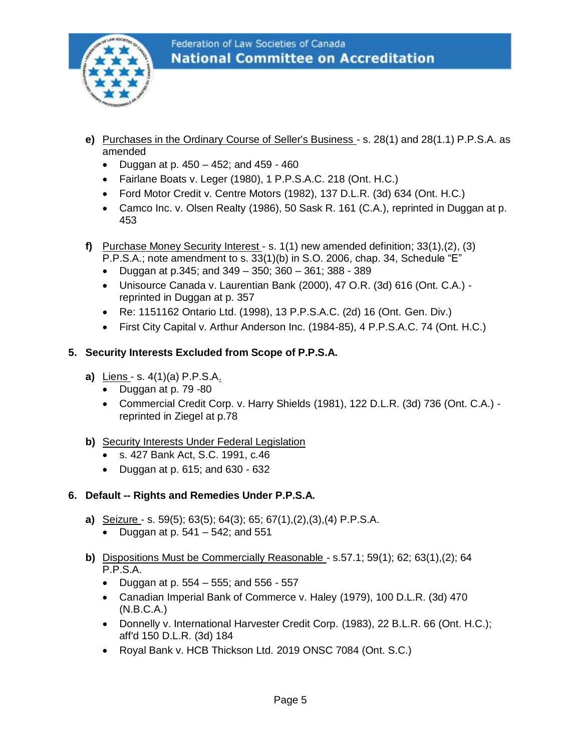**e)** <u>Purchases in the Ordinary Course of Seller's Business</u> - s. 28(1) and 28(1.1) P.P.S.A. as amended

- Duggan at p. 450 – 452; and 459 - 460
- Fairlane Boats v. Leger (1980), 1 P.P.S.A.C. 218 (Ont. H.C.)
- Ford Motor Credit v. Centre Motors (1982), 137 D.L.R. (3d) 634 (Ont. H.C.)
- Camco Inc. v. Olsen Realty (1986), 50 Sask R. 161 (C.A.), reprinted in Duggan at p. 453

**f)** <u>Purchase Money Security Interest</u> - s. 1(1) new amended definition; 33(1),(2), (3) P.P.S.A.; note amendment to s. 33(1)(b) in S.O. 2006, chap. 34, Schedule "E"

- Duggan at p.345; and 349 – 350; 360 – 361; 388 - 389
- Unisource Canada v. Laurentian Bank (2000), 47 O.R. (3d) 616 (Ont. C.A.) - reprinted in Duggan at p. 357
- Re: 1151162 Ontario Ltd. (1998), 13 P.P.S.A.C. (2d) 16 (Ont. Gen. Div.)
- First City Capital v. Arthur Anderson Inc. (1984-85), 4 P.P.S.A.C. 74 (Ont. H.C.)

**5. Security Interests Excluded from Scope of P.P.S.A.**

**a)** <u>Liens</u> - s. 4(1)(a) P.P.S.A.

- Duggan at p. 79 -80
- Commercial Credit Corp. v. Harry Shields (1981), 122 D.L.R. (3d) 736 (Ont. C.A.) - reprinted in Ziegel at p.78

**b)** <u>Security Interests Under Federal Legislation</u>

- s. 427 Bank Act, S.C. 1991, c.46
- Duggan at p. 615; and 630 - 632

**6. Default -- Rights and Remedies Under P.P.S.A.**

**a)** <u>Seizure</u> - s. 59(5); 63(5); 64(3); 65; 67(1),(2),(3),(4) P.P.S.A.

- Duggan at p. 541 – 542; and 551

**b)** <u>Dispositions Must be Commercially Reasonable</u> - s.57.1; 59(1); 62; 63(1),(2); 64 P.P.S.A.

- Duggan at p. 554 – 555; and 556 - 557
- Canadian Imperial Bank of Commerce v. Haley (1979), 100 D.L.R. (3d) 470 (N.B.C.A.)
- Donnelly v. International Harvester Credit Corp. (1983), 22 B.L.R. 66 (Ont. H.C.); aff'd 150 D.L.R. (3d) 184
- Royal Bank v. HCB Thickson Ltd. 2019 ONSC 7084 (Ont. S.C.)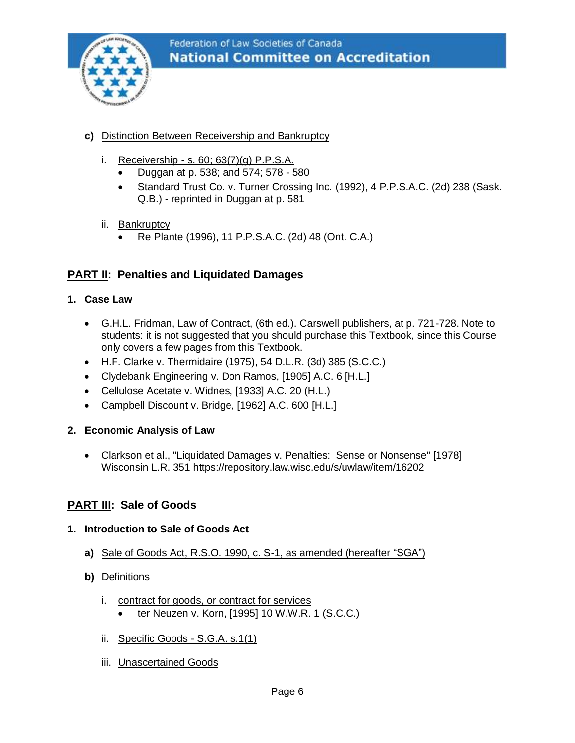**c)** Distinction Between Receivership and Bankruptcy

i. Receivership - s. 60; 63(7)(g) P.P.S.A.
- Duggan at p. 538; and 574; 578 - 580
- Standard Trust Co. v. Turner Crossing Inc. (1992), 4 P.P.S.A.C. (2d) 238 (Sask. Q.B.) - reprinted in Duggan at p. 581

ii. Bankruptcy
- Re Plante (1996), 11 P.P.S.A.C. (2d) 48 (Ont. C.A.)

## PART II: Penalties and Liquidated Damages

### 1. Case Law

- G.H.L. Fridman, Law of Contract, (6th ed.). Carswell publishers, at p. 721-728. Note to students: it is not suggested that you should purchase this Textbook, since this Course only covers a few pages from this Textbook.
- H.F. Clarke v. Thermidaire (1975), 54 D.L.R. (3d) 385 (S.C.C.)
- Clydebank Engineering v. Don Ramos, [1905] A.C. 6 [H.L.]
- Cellulose Acetate v. Widnes, [1933] A.C. 20 (H.L.)
- Campbell Discount v. Bridge, [1962] A.C. 600 [H.L.]

### 2. Economic Analysis of Law

- Clarkson et al., "Liquidated Damages v. Penalties: Sense or Nonsense" [1978] Wisconsin L.R. 351 https://repository.law.wisc.edu/s/uwlaw/item/16202

## PART III: Sale of Goods

### 1. Introduction to Sale of Goods Act

**a)** Sale of Goods Act, R.S.O. 1990, c. S-1, as amended (hereafter "SGA")

**b)** Definitions

i. contract for goods, or contract for services
- ter Neuzen v. Korn, [1995] 10 W.W.R. 1 (S.C.C.)

ii. Specific Goods - S.G.A. s.1(1)

iii. Unascertained Goods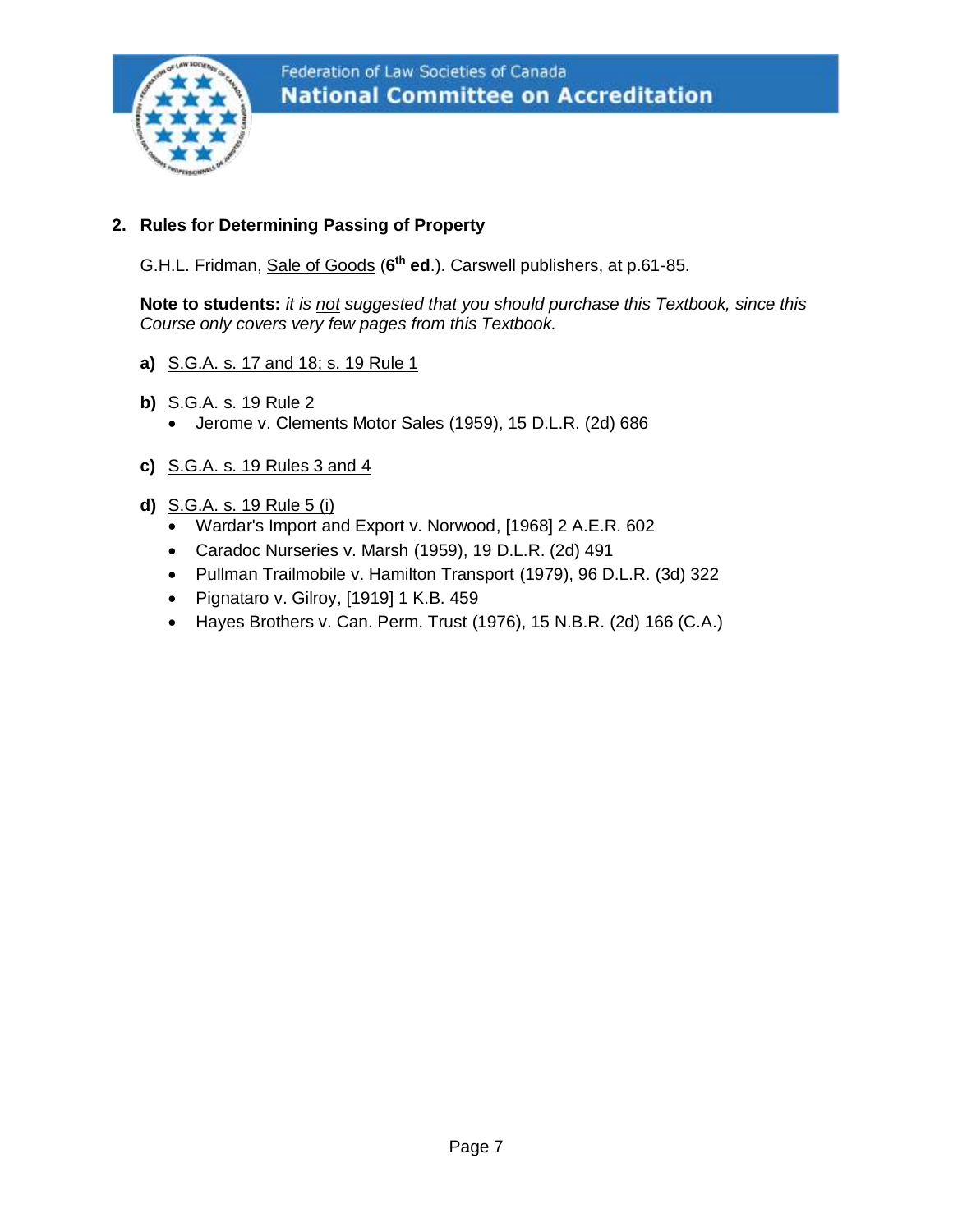## 2. Rules for Determining Passing of Property

G.H.L. Fridman, Sale of Goods (**6th ed**.). Carswell publishers, at p.61-85.

**Note to students:** *it is not suggested that you should purchase this Textbook, since this Course only covers very few pages from this Textbook.*

**a)** S.G.A. s. 17 and 18; s. 19 Rule 1

**b)** S.G.A. s. 19 Rule 2

- Jerome v. Clements Motor Sales (1959), 15 D.L.R. (2d) 686

**c)** S.G.A. s. 19 Rules 3 and 4

**d)** S.G.A. s. 19 Rule 5 (i)

- Wardar's Import and Export v. Norwood, [1968] 2 A.E.R. 602
- Caradoc Nurseries v. Marsh (1959), 19 D.L.R. (2d) 491
- Pullman Trailmobile v. Hamilton Transport (1979), 96 D.L.R. (3d) 322
- Pignataro v. Gilroy, [1919] 1 K.B. 459
- Hayes Brothers v. Can. Perm. Trust (1976), 15 N.B.R. (2d) 166 (C.A.)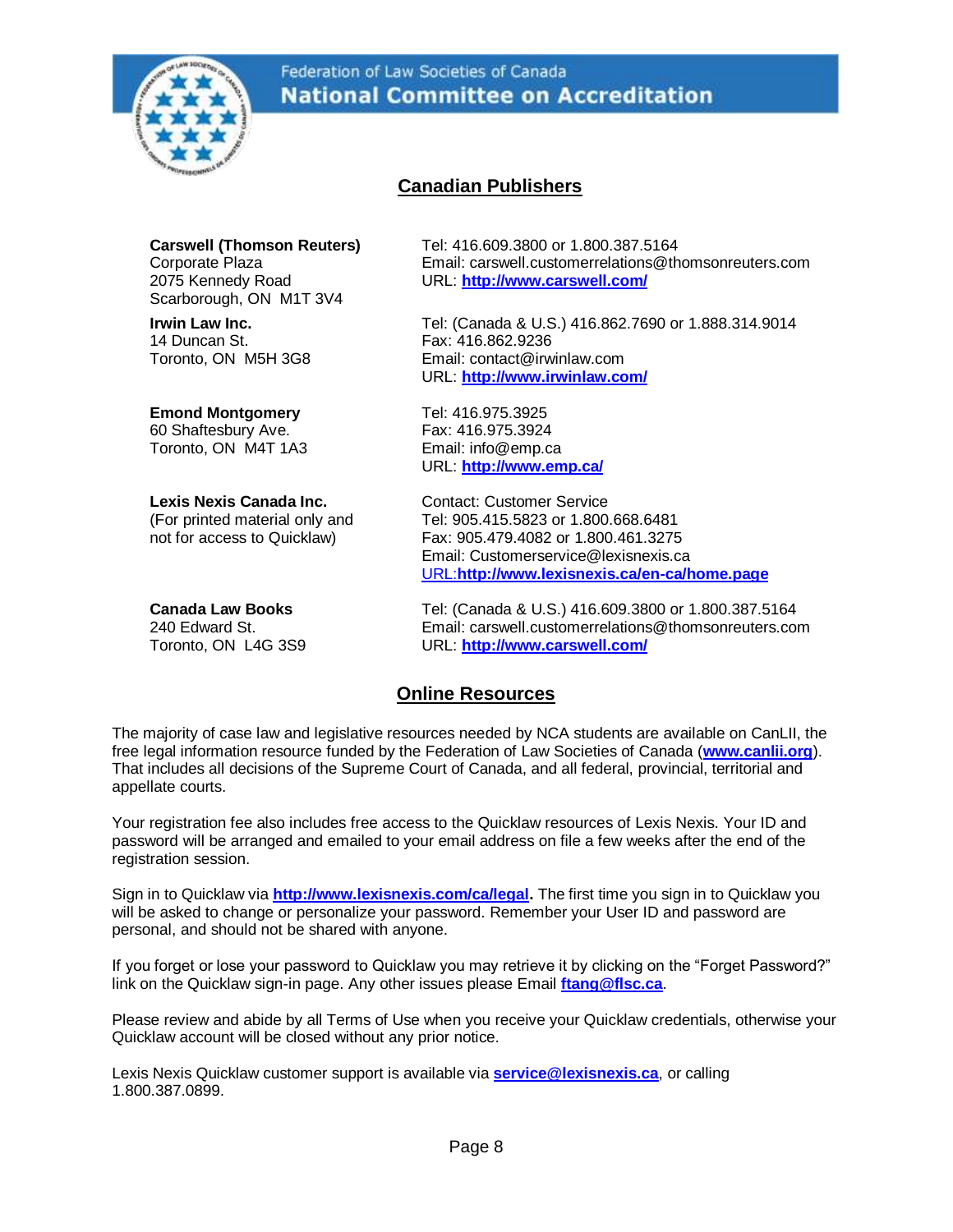Federation of Law Societies of Canada
**National Committee on Accreditation**

## Canadian Publishers

| | |
|---|---|
| **Carswell (Thomson Reuters)**<br>Corporate Plaza<br>2075 Kennedy Road<br>Scarborough, ON M1T 3V4 | Tel: 416.609.3800 or 1.800.387.5164<br>Email: carswell.customerrelations@thomsonreuters.com<br>URL: **http://www.carswell.com/** |
| **Irwin Law Inc.**<br>14 Duncan St.<br>Toronto, ON M5H 3G8 | Tel: (Canada & U.S.) 416.862.7690 or 1.888.314.9014<br>Fax: 416.862.9236<br>Email: contact@irwinlaw.com<br>URL: **http://www.irwinlaw.com/** |
| **Emond Montgomery**<br>60 Shaftesbury Ave.<br>Toronto, ON M4T 1A3 | Tel: 416.975.3925<br>Fax: 416.975.3924<br>Email: info@emp.ca<br>URL: **http://www.emp.ca/** |
| **Lexis Nexis Canada Inc.**<br>(For printed material only and not for access to Quicklaw) | Contact: Customer Service<br>Tel: 905.415.5823 or 1.800.668.6481<br>Fax: 905.479.4082 or 1.800.461.3275<br>Email: Customerservice@lexisnexis.ca<br>URL:**http://www.lexisnexis.ca/en-ca/home.page** |
| **Canada Law Books**<br>240 Edward St.<br>Toronto, ON L4G 3S9 | Tel: (Canada & U.S.) 416.609.3800 or 1.800.387.5164<br>Email: carswell.customerrelations@thomsonreuters.com<br>URL: **http://www.carswell.com/** |

## Online Resources

The majority of case law and legislative resources needed by NCA students are available on CanLII, the free legal information resource funded by the Federation of Law Societies of Canada (**www.canlii.org**). That includes all decisions of the Supreme Court of Canada, and all federal, provincial, territorial and appellate courts.

Your registration fee also includes free access to the Quicklaw resources of Lexis Nexis. Your ID and password will be arranged and emailed to your email address on file a few weeks after the end of the registration session.

Sign in to Quicklaw via **http://www.lexisnexis.com/ca/legal.** The first time you sign in to Quicklaw you will be asked to change or personalize your password. Remember your User ID and password are personal, and should not be shared with anyone.

If you forget or lose your password to Quicklaw you may retrieve it by clicking on the "Forget Password?" link on the Quicklaw sign-in page. Any other issues please Email **ftang@flsc.ca**.

Please review and abide by all Terms of Use when you receive your Quicklaw credentials, otherwise your Quicklaw account will be closed without any prior notice.

Lexis Nexis Quicklaw customer support is available via **service@lexisnexis.ca**, or calling 1.800.387.0899.